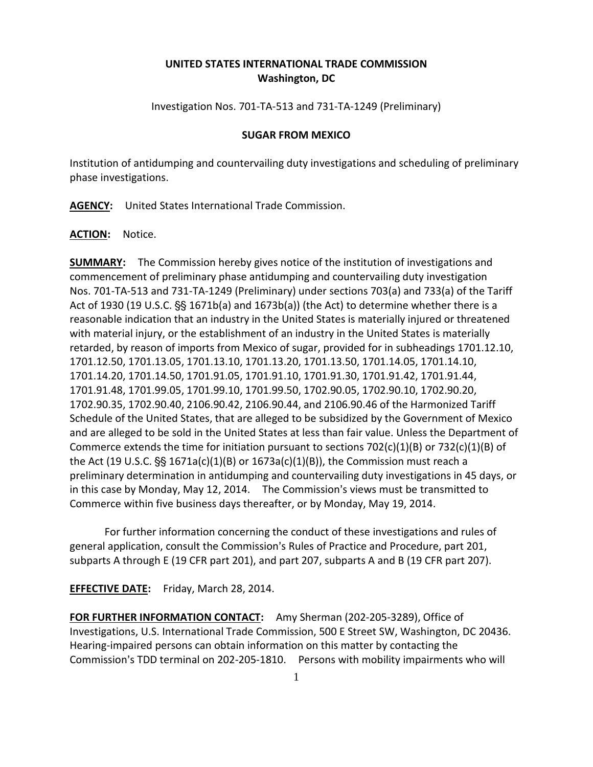**UNITED STATES INTERNATIONAL TRADE COMMISSION**
**Washington, DC**

Investigation Nos. 701-TA-513 and 731-TA-1249 (Preliminary)

**SUGAR FROM MEXICO**

Institution of antidumping and countervailing duty investigations and scheduling of preliminary phase investigations.

**AGENCY:** United States International Trade Commission.

**ACTION:** Notice.

**SUMMARY:** The Commission hereby gives notice of the institution of investigations and commencement of preliminary phase antidumping and countervailing duty investigation Nos. 701-TA-513 and 731-TA-1249 (Preliminary) under sections 703(a) and 733(a) of the Tariff Act of 1930 (19 U.S.C. §§ 1671b(a) and 1673b(a)) (the Act) to determine whether there is a reasonable indication that an industry in the United States is materially injured or threatened with material injury, or the establishment of an industry in the United States is materially retarded, by reason of imports from Mexico of sugar, provided for in subheadings 1701.12.10, 1701.12.50, 1701.13.05, 1701.13.10, 1701.13.20, 1701.13.50, 1701.14.05, 1701.14.10, 1701.14.20, 1701.14.50, 1701.91.05, 1701.91.10, 1701.91.30, 1701.91.42, 1701.91.44, 1701.91.48, 1701.99.05, 1701.99.10, 1701.99.50, 1702.90.05, 1702.90.10, 1702.90.20, 1702.90.35, 1702.90.40, 2106.90.42, 2106.90.44, and 2106.90.46 of the Harmonized Tariff Schedule of the United States, that are alleged to be subsidized by the Government of Mexico and are alleged to be sold in the United States at less than fair value. Unless the Department of Commerce extends the time for initiation pursuant to sections 702(c)(1)(B) or 732(c)(1)(B) of the Act (19 U.S.C. §§ 1671a(c)(1)(B) or 1673a(c)(1)(B)), the Commission must reach a preliminary determination in antidumping and countervailing duty investigations in 45 days, or in this case by Monday, May 12, 2014. The Commission's views must be transmitted to Commerce within five business days thereafter, or by Monday, May 19, 2014.

For further information concerning the conduct of these investigations and rules of general application, consult the Commission's Rules of Practice and Procedure, part 201, subparts A through E (19 CFR part 201), and part 207, subparts A and B (19 CFR part 207).

**EFFECTIVE DATE:** Friday, March 28, 2014.

**FOR FURTHER INFORMATION CONTACT:** Amy Sherman (202-205-3289), Office of Investigations, U.S. International Trade Commission, 500 E Street SW, Washington, DC 20436. Hearing-impaired persons can obtain information on this matter by contacting the Commission's TDD terminal on 202-205-1810. Persons with mobility impairments who will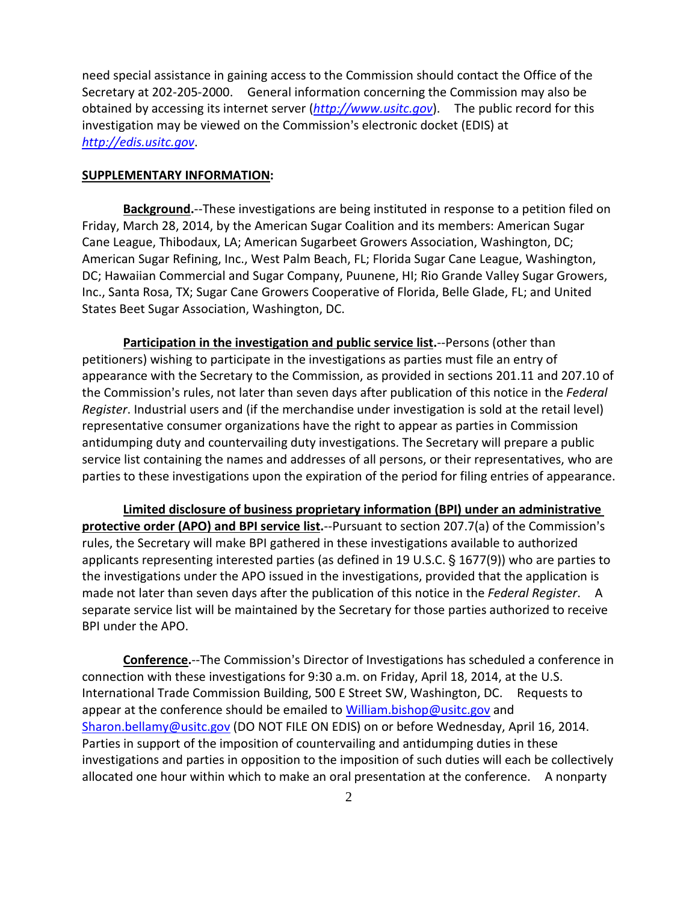need special assistance in gaining access to the Commission should contact the Office of the Secretary at 202-205-2000. General information concerning the Commission may also be obtained by accessing its internet server (*http://www.usitc.gov*). The public record for this investigation may be viewed on the Commission's electronic docket (EDIS) at *http://edis.usitc.gov*.

**SUPPLEMENTARY INFORMATION:**

**Background.**--These investigations are being instituted in response to a petition filed on Friday, March 28, 2014, by the American Sugar Coalition and its members: American Sugar Cane League, Thibodaux, LA; American Sugarbeet Growers Association, Washington, DC; American Sugar Refining, Inc., West Palm Beach, FL; Florida Sugar Cane League, Washington, DC; Hawaiian Commercial and Sugar Company, Puunene, HI; Rio Grande Valley Sugar Growers, Inc., Santa Rosa, TX; Sugar Cane Growers Cooperative of Florida, Belle Glade, FL; and United States Beet Sugar Association, Washington, DC.

**Participation in the investigation and public service list.**--Persons (other than petitioners) wishing to participate in the investigations as parties must file an entry of appearance with the Secretary to the Commission, as provided in sections 201.11 and 207.10 of the Commission's rules, not later than seven days after publication of this notice in the *Federal Register*. Industrial users and (if the merchandise under investigation is sold at the retail level) representative consumer organizations have the right to appear as parties in Commission antidumping duty and countervailing duty investigations. The Secretary will prepare a public service list containing the names and addresses of all persons, or their representatives, who are parties to these investigations upon the expiration of the period for filing entries of appearance.

**Limited disclosure of business proprietary information (BPI) under an administrative protective order (APO) and BPI service list.**--Pursuant to section 207.7(a) of the Commission's rules, the Secretary will make BPI gathered in these investigations available to authorized applicants representing interested parties (as defined in 19 U.S.C. § 1677(9)) who are parties to the investigations under the APO issued in the investigations, provided that the application is made not later than seven days after the publication of this notice in the *Federal Register*. A separate service list will be maintained by the Secretary for those parties authorized to receive BPI under the APO.

**Conference.**--The Commission's Director of Investigations has scheduled a conference in connection with these investigations for 9:30 a.m. on Friday, April 18, 2014, at the U.S. International Trade Commission Building, 500 E Street SW, Washington, DC. Requests to appear at the conference should be emailed to William.bishop@usitc.gov and Sharon.bellamy@usitc.gov (DO NOT FILE ON EDIS) on or before Wednesday, April 16, 2014. Parties in support of the imposition of countervailing and antidumping duties in these investigations and parties in opposition to the imposition of such duties will each be collectively allocated one hour within which to make an oral presentation at the conference. A nonparty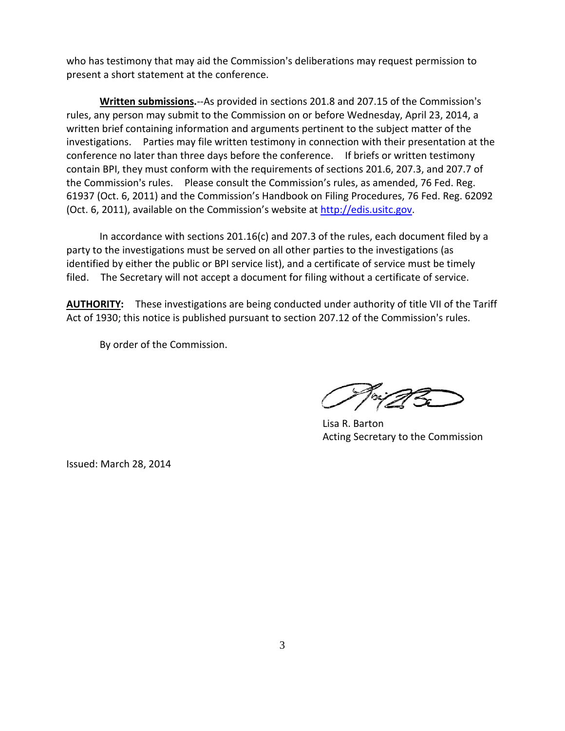who has testimony that may aid the Commission's deliberations may request permission to present a short statement at the conference.

**Written submissions.**--As provided in sections 201.8 and 207.15 of the Commission's rules, any person may submit to the Commission on or before Wednesday, April 23, 2014, a written brief containing information and arguments pertinent to the subject matter of the investigations. Parties may file written testimony in connection with their presentation at the conference no later than three days before the conference. If briefs or written testimony contain BPI, they must conform with the requirements of sections 201.6, 207.3, and 207.7 of the Commission's rules. Please consult the Commission's rules, as amended, 76 Fed. Reg. 61937 (Oct. 6, 2011) and the Commission's Handbook on Filing Procedures, 76 Fed. Reg. 62092 (Oct. 6, 2011), available on the Commission's website at http://edis.usitc.gov.

In accordance with sections 201.16(c) and 207.3 of the rules, each document filed by a party to the investigations must be served on all other parties to the investigations (as identified by either the public or BPI service list), and a certificate of service must be timely filed. The Secretary will not accept a document for filing without a certificate of service.

**AUTHORITY:** These investigations are being conducted under authority of title VII of the Tariff Act of 1930; this notice is published pursuant to section 207.12 of the Commission's rules.

By order of the Commission.

Lisa R. Barton
Acting Secretary to the Commission

Issued: March 28, 2014